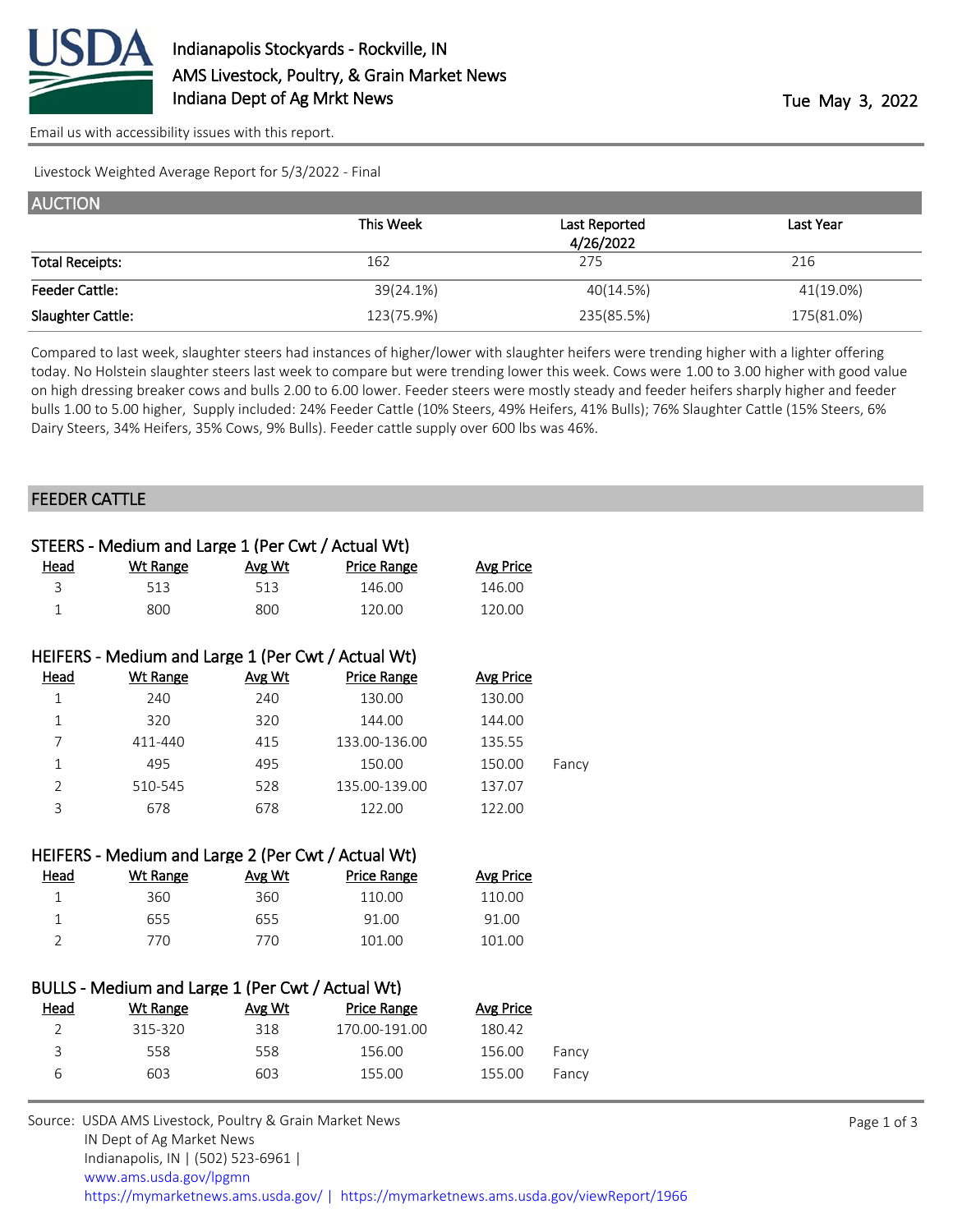# Indianapolis Stockyards - Rockville, IN

AMS Livestock, Poultry, & Grain Market News

Indiana Dept of Ag Mrkt News

Tue May 3, 2022

Email us with accessibility issues with this report.

Livestock Weighted Average Report for 5/3/2022 - Final

## AUCTION

| | This Week | Last Reported 4/26/2022 | Last Year |
|---|---|---|---|
| Total Receipts: | 162 | 275 | 216 |
| Feeder Cattle: | 39(24.1%) | 40(14.5%) | 41(19.0%) |
| Slaughter Cattle: | 123(75.9%) | 235(85.5%) | 175(81.0%) |

Compared to last week, slaughter steers had instances of higher/lower with slaughter heifers were trending higher with a lighter offering today. No Holstein slaughter steers last week to compare but were trending lower this week. Cows were 1.00 to 3.00 higher with good value on high dressing breaker cows and bulls 2.00 to 6.00 lower. Feeder steers were mostly steady and feeder heifers sharply higher and feeder bulls 1.00 to 5.00 higher, Supply included: 24% Feeder Cattle (10% Steers, 49% Heifers, 41% Bulls); 76% Slaughter Cattle (15% Steers, 6% Dairy Steers, 34% Heifers, 35% Cows, 9% Bulls). Feeder cattle supply over 600 lbs was 46%.

## FEEDER CATTLE

### STEERS - Medium and Large 1 (Per Cwt / Actual Wt)

| Head | Wt Range | Avg Wt | Price Range | Avg Price |
|---|---|---|---|---|
| 3 | 513 | 513 | 146.00 | 146.00 |
| 1 | 800 | 800 | 120.00 | 120.00 |

### HEIFERS - Medium and Large 1 (Per Cwt / Actual Wt)

| Head | Wt Range | Avg Wt | Price Range | Avg Price | |
|---|---|---|---|---|---|
| 1 | 240 | 240 | 130.00 | 130.00 | |
| 1 | 320 | 320 | 144.00 | 144.00 | |
| 7 | 411-440 | 415 | 133.00-136.00 | 135.55 | |
| 1 | 495 | 495 | 150.00 | 150.00 | Fancy |
| 2 | 510-545 | 528 | 135.00-139.00 | 137.07 | |
| 3 | 678 | 678 | 122.00 | 122.00 | |

### HEIFERS - Medium and Large 2 (Per Cwt / Actual Wt)

| Head | Wt Range | Avg Wt | Price Range | Avg Price |
|---|---|---|---|---|
| 1 | 360 | 360 | 110.00 | 110.00 |
| 1 | 655 | 655 | 91.00 | 91.00 |
| 2 | 770 | 770 | 101.00 | 101.00 |

### BULLS - Medium and Large 1 (Per Cwt / Actual Wt)

| Head | Wt Range | Avg Wt | Price Range | Avg Price | |
|---|---|---|---|---|---|
| 2 | 315-320 | 318 | 170.00-191.00 | 180.42 | |
| 3 | 558 | 558 | 156.00 | 156.00 | Fancy |
| 6 | 603 | 603 | 155.00 | 155.00 | Fancy |

Source: USDA AMS Livestock, Poultry & Grain Market News
IN Dept of Ag Market News
Indianapolis, IN | (502) 523-6961 |
www.ams.usda.gov/lpgmn
https://mymarketnews.ams.usda.gov/ | https://mymarketnews.ams.usda.gov/viewReport/1966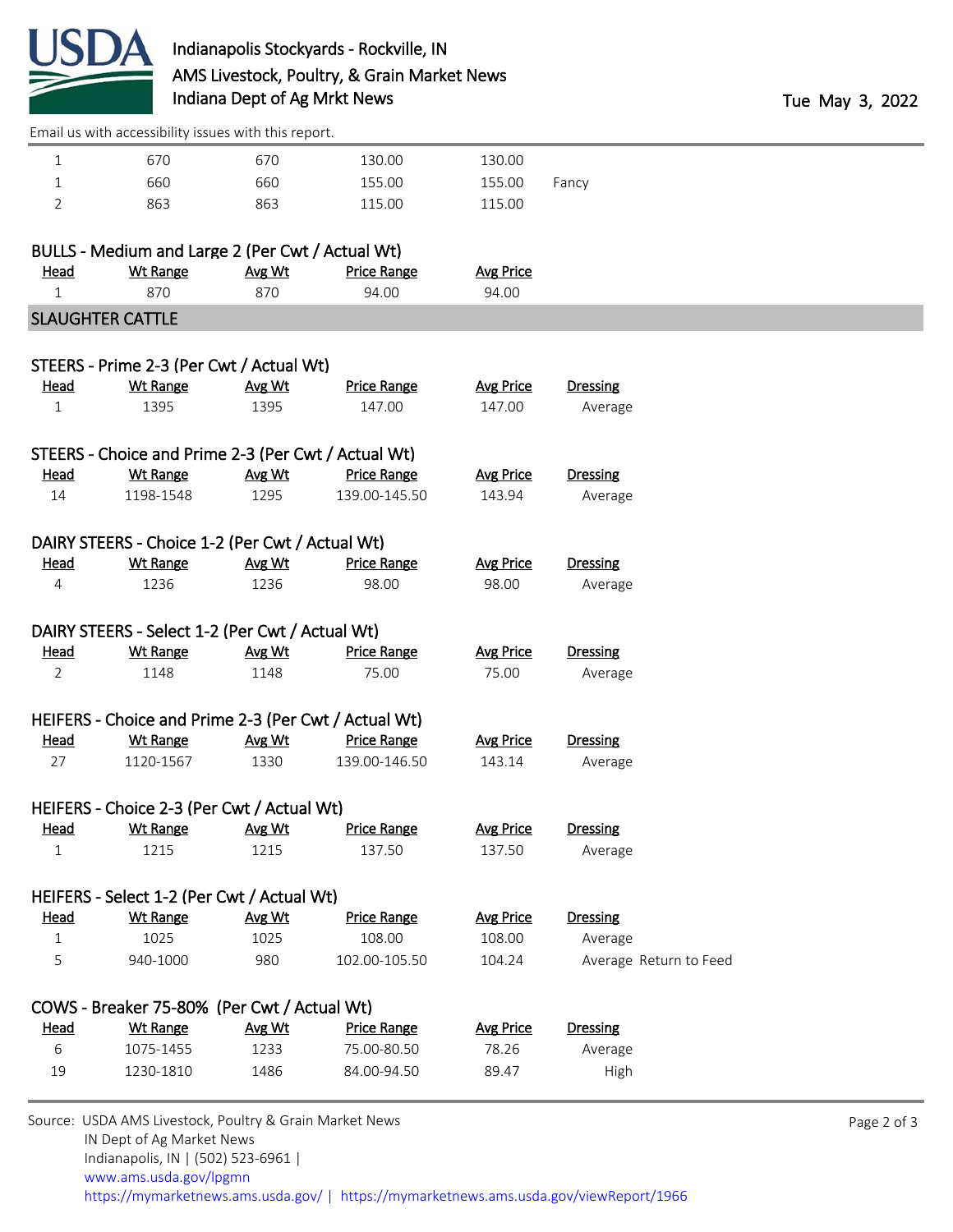| Head | Wt Range | Avg Wt | Price Range | Avg Price | |
|---|---|---|---|---|---|
| 1 | 670 | 670 | 130.00 | 130.00 | |
| 1 | 660 | 660 | 155.00 | 155.00 | Fancy |
| 2 | 863 | 863 | 115.00 | 115.00 | |

### BULLS - Medium and Large 2 (Per Cwt / Actual Wt)

| Head | Wt Range | Avg Wt | Price Range | Avg Price |
|---|---|---|---|---|
| 1 | 870 | 870 | 94.00 | 94.00 |

## SLAUGHTER CATTLE

### STEERS - Prime 2-3 (Per Cwt / Actual Wt)

| Head | Wt Range | Avg Wt | Price Range | Avg Price | Dressing |
|---|---|---|---|---|---|
| 1 | 1395 | 1395 | 147.00 | 147.00 | Average |

### STEERS - Choice and Prime 2-3 (Per Cwt / Actual Wt)

| Head | Wt Range | Avg Wt | Price Range | Avg Price | Dressing |
|---|---|---|---|---|---|
| 14 | 1198-1548 | 1295 | 139.00-145.50 | 143.94 | Average |

### DAIRY STEERS - Choice 1-2 (Per Cwt / Actual Wt)

| Head | Wt Range | Avg Wt | Price Range | Avg Price | Dressing |
|---|---|---|---|---|---|
| 4 | 1236 | 1236 | 98.00 | 98.00 | Average |

### DAIRY STEERS - Select 1-2 (Per Cwt / Actual Wt)

| Head | Wt Range | Avg Wt | Price Range | Avg Price | Dressing |
|---|---|---|---|---|---|
| 2 | 1148 | 1148 | 75.00 | 75.00 | Average |

### HEIFERS - Choice and Prime 2-3 (Per Cwt / Actual Wt)

| Head | Wt Range | Avg Wt | Price Range | Avg Price | Dressing |
|---|---|---|---|---|---|
| 27 | 1120-1567 | 1330 | 139.00-146.50 | 143.14 | Average |

### HEIFERS - Choice 2-3 (Per Cwt / Actual Wt)

| Head | Wt Range | Avg Wt | Price Range | Avg Price | Dressing |
|---|---|---|---|---|---|
| 1 | 1215 | 1215 | 137.50 | 137.50 | Average |

### HEIFERS - Select 1-2 (Per Cwt / Actual Wt)

| Head | Wt Range | Avg Wt | Price Range | Avg Price | Dressing |
|---|---|---|---|---|---|
| 1 | 1025 | 1025 | 108.00 | 108.00 | Average |
| 5 | 940-1000 | 980 | 102.00-105.50 | 104.24 | Average Return to Feed |

### COWS - Breaker 75-80% (Per Cwt / Actual Wt)

| Head | Wt Range | Avg Wt | Price Range | Avg Price | Dressing |
|---|---|---|---|---|---|
| 6 | 1075-1455 | 1233 | 75.00-80.50 | 78.26 | Average |
| 19 | 1230-1810 | 1486 | 84.00-94.50 | 89.47 | High |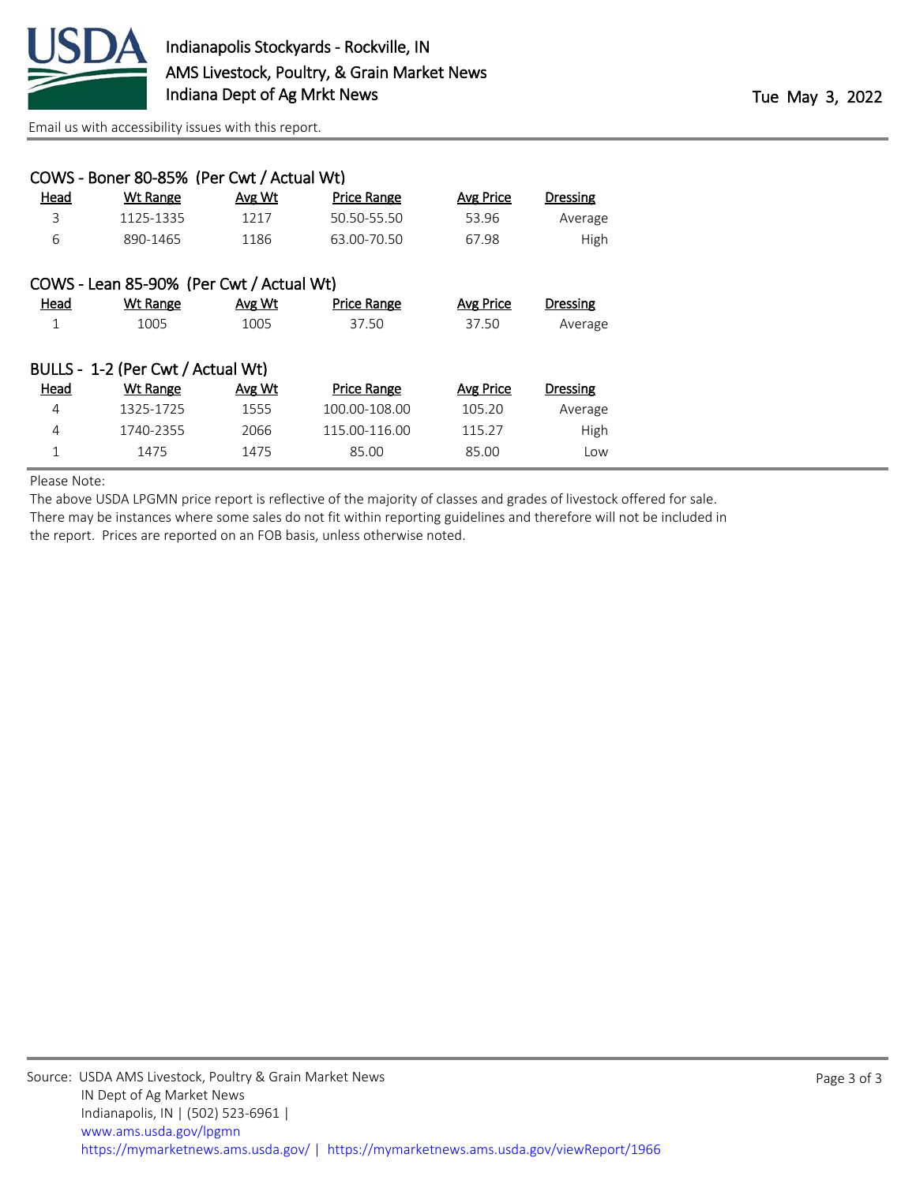### COWS - Boner 80-85% (Per Cwt / Actual Wt)

| Head | Wt Range | Avg Wt | Price Range | Avg Price | Dressing |
|---|---|---|---|---|---|
| 3 | 1125-1335 | 1217 | 50.50-55.50 | 53.96 | Average |
| 6 | 890-1465 | 1186 | 63.00-70.50 | 67.98 | High |

### COWS - Lean 85-90% (Per Cwt / Actual Wt)

| Head | Wt Range | Avg Wt | Price Range | Avg Price | Dressing |
|---|---|---|---|---|---|
| 1 | 1005 | 1005 | 37.50 | 37.50 | Average |

### BULLS - 1-2 (Per Cwt / Actual Wt)

| Head | Wt Range | Avg Wt | Price Range | Avg Price | Dressing |
|---|---|---|---|---|---|
| 4 | 1325-1725 | 1555 | 100.00-108.00 | 105.20 | Average |
| 4 | 1740-2355 | 2066 | 115.00-116.00 | 115.27 | High |
| 1 | 1475 | 1475 | 85.00 | 85.00 | Low |

Please Note:

The above USDA LPGMN price report is reflective of the majority of classes and grades of livestock offered for sale. There may be instances where some sales do not fit within reporting guidelines and therefore will not be included in the report. Prices are reported on an FOB basis, unless otherwise noted.

Source: USDA AMS Livestock, Poultry & Grain Market News
IN Dept of Ag Market News
Indianapolis, IN | (502) 523-6961 |
www.ams.usda.gov/lpgmn
https://mymarketnews.ams.usda.gov/ | https://mymarketnews.ams.usda.gov/viewReport/1966